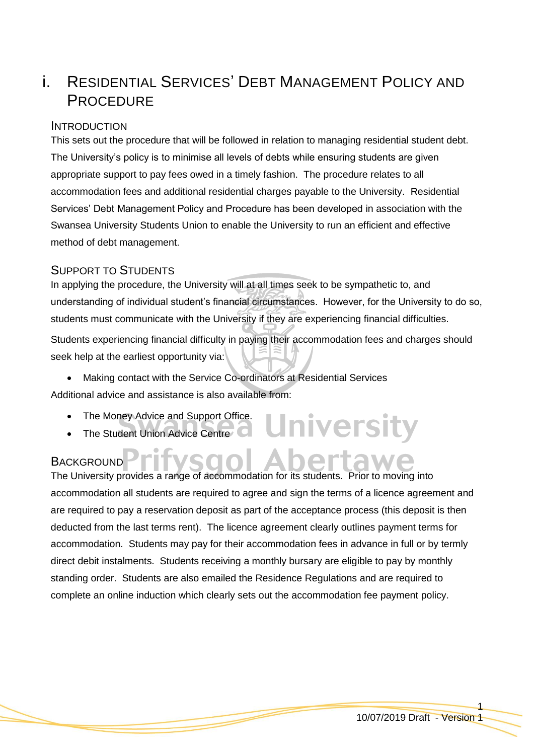# i. Residential Services' Debt Management Policy and Procedure

## Introduction

This sets out the procedure that will be followed in relation to managing residential student debt. The University's policy is to minimise all levels of debts while ensuring students are given appropriate support to pay fees owed in a timely fashion. The procedure relates to all accommodation fees and additional residential charges payable to the University. Residential Services' Debt Management Policy and Procedure has been developed in association with the Swansea University Students Union to enable the University to run an efficient and effective method of debt management.

## Support to Students

In applying the procedure, the University will at all times seek to be sympathetic to, and understanding of individual student's financial circumstances. However, for the University to do so, students must communicate with the University if they are experiencing financial difficulties.

Students experiencing financial difficulty in paying their accommodation fees and charges should seek help at the earliest opportunity via:

- Making contact with the Service Co-ordinators at Residential Services

Additional advice and assistance is also available from:

- The Money Advice and Support Office.
- The Student Union Advice Centre

## Background

The University provides a range of accommodation for its students. Prior to moving into accommodation all students are required to agree and sign the terms of a licence agreement and are required to pay a reservation deposit as part of the acceptance process (this deposit is then deducted from the last terms rent). The licence agreement clearly outlines payment terms for accommodation. Students may pay for their accommodation fees in advance in full or by termly direct debit instalments. Students receiving a monthly bursary are eligible to pay by monthly standing order. Students are also emailed the Residence Regulations and are required to complete an online induction which clearly sets out the accommodation fee payment policy.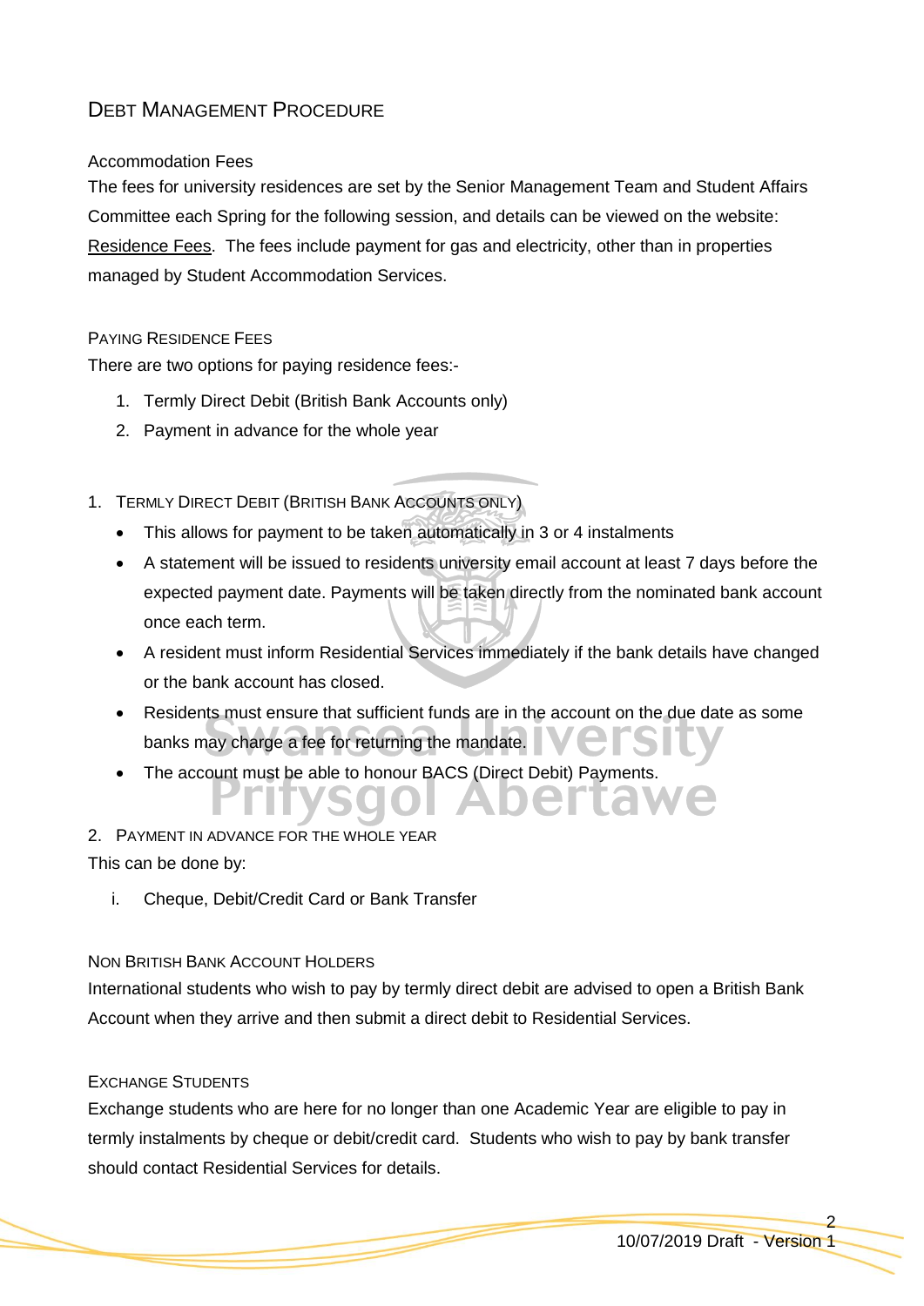# Debt Management Procedure

## Accommodation Fees

The fees for university residences are set by the Senior Management Team and Student Affairs Committee each Spring for the following session, and details can be viewed on the website: Residence Fees. The fees include payment for gas and electricity, other than in properties managed by Student Accommodation Services.

### Paying Residence Fees

There are two options for paying residence fees:-

1. Termly Direct Debit (British Bank Accounts only)
2. Payment in advance for the whole year

### 1. Termly Direct Debit (British Bank Accounts only)

- This allows for payment to be taken automatically in 3 or 4 instalments
- A statement will be issued to residents university email account at least 7 days before the expected payment date. Payments will be taken directly from the nominated bank account once each term.
- A resident must inform Residential Services immediately if the bank details have changed or the bank account has closed.
- Residents must ensure that sufficient funds are in the account on the due date as some banks may charge a fee for returning the mandate.
- The account must be able to honour BACS (Direct Debit) Payments.

### 2. Payment in advance for the whole year

This can be done by:

i. Cheque, Debit/Credit Card or Bank Transfer

### Non British Bank Account Holders

International students who wish to pay by termly direct debit are advised to open a British Bank Account when they arrive and then submit a direct debit to Residential Services.

### Exchange Students

Exchange students who are here for no longer than one Academic Year are eligible to pay in termly instalments by cheque or debit/credit card. Students who wish to pay by bank transfer should contact Residential Services for details.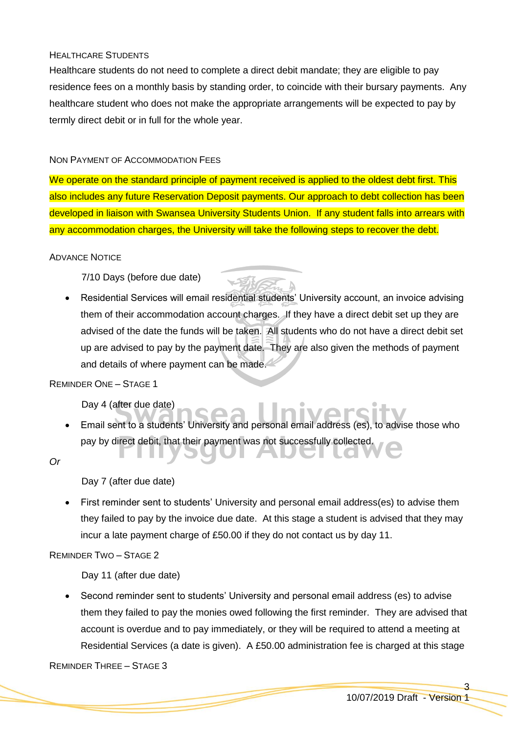### Healthcare Students

Healthcare students do not need to complete a direct debit mandate; they are eligible to pay residence fees on a monthly basis by standing order, to coincide with their bursary payments. Any healthcare student who does not make the appropriate arrangements will be expected to pay by termly direct debit or in full for the whole year.

### Non Payment of Accommodation Fees

We operate on the standard principle of payment received is applied to the oldest debt first. This also includes any future Reservation Deposit payments. Our approach to debt collection has been developed in liaison with Swansea University Students Union. If any student falls into arrears with any accommodation charges, the University will take the following steps to recover the debt.

### Advance Notice

7/10 Days (before due date)

- Residential Services will email residential students' University account, an invoice advising them of their accommodation account charges. If they have a direct debit set up they are advised of the date the funds will be taken. All students who do not have a direct debit set up are advised to pay by the payment date. They are also given the methods of payment and details of where payment can be made.

### Reminder One – Stage 1

Day 4 (after due date)

- Email sent to a students' University and personal email address (es), to advise those who pay by direct debit, that their payment was not successfully collected.

*Or*

Day 7 (after due date)

- First reminder sent to students' University and personal email address(es) to advise them they failed to pay by the invoice due date. At this stage a student is advised that they may incur a late payment charge of £50.00 if they do not contact us by day 11.

### Reminder Two – Stage 2

Day 11 (after due date)

- Second reminder sent to students' University and personal email address (es) to advise them they failed to pay the monies owed following the first reminder. They are advised that account is overdue and to pay immediately, or they will be required to attend a meeting at Residential Services (a date is given). A £50.00 administration fee is charged at this stage

### Reminder Three – Stage 3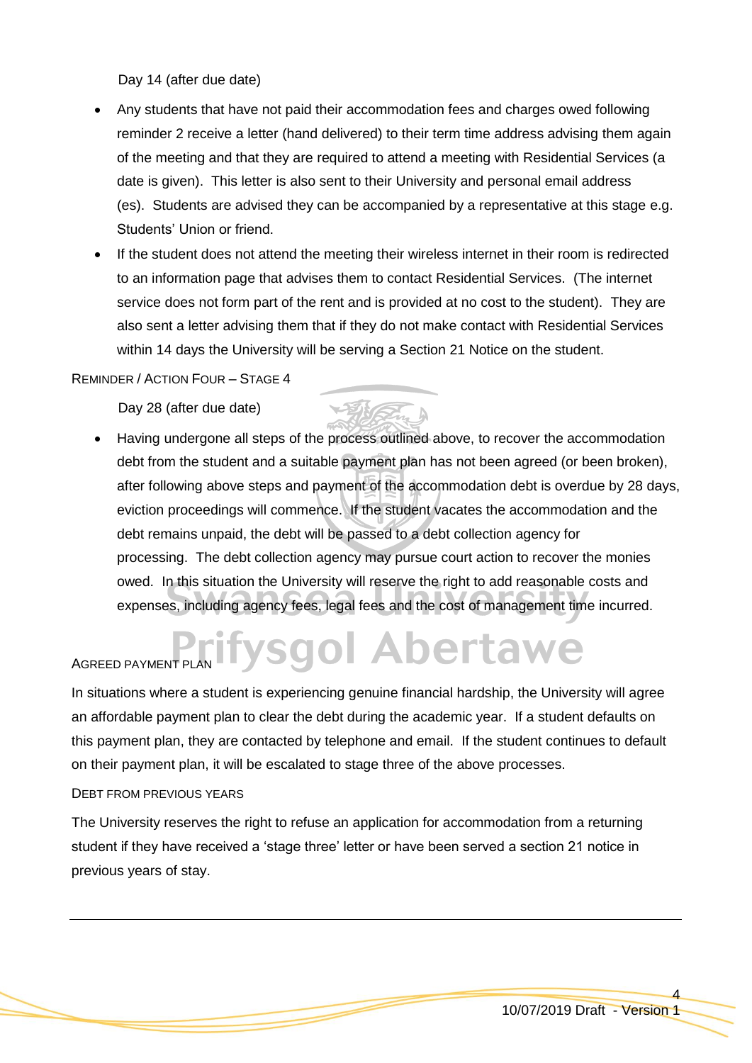Day 14 (after due date)

- Any students that have not paid their accommodation fees and charges owed following reminder 2 receive a letter (hand delivered) to their term time address advising them again of the meeting and that they are required to attend a meeting with Residential Services (a date is given). This letter is also sent to their University and personal email address (es). Students are advised they can be accompanied by a representative at this stage e.g. Students' Union or friend.
- If the student does not attend the meeting their wireless internet in their room is redirected to an information page that advises them to contact Residential Services. (The internet service does not form part of the rent and is provided at no cost to the student). They are also sent a letter advising them that if they do not make contact with Residential Services within 14 days the University will be serving a Section 21 Notice on the student.

### Reminder / Action Four – Stage 4

Day 28 (after due date)

- Having undergone all steps of the process outlined above, to recover the accommodation debt from the student and a suitable payment plan has not been agreed (or been broken), after following above steps and payment of the accommodation debt is overdue by 28 days, eviction proceedings will commence. If the student vacates the accommodation and the debt remains unpaid, the debt will be passed to a debt collection agency for processing. The debt collection agency may pursue court action to recover the monies owed. In this situation the University will reserve the right to add reasonable costs and expenses, including agency fees, legal fees and the cost of management time incurred.

### Agreed Payment Plan

In situations where a student is experiencing genuine financial hardship, the University will agree an affordable payment plan to clear the debt during the academic year. If a student defaults on this payment plan, they are contacted by telephone and email. If the student continues to default on their payment plan, it will be escalated to stage three of the above processes.

### Debt from Previous Years

The University reserves the right to refuse an application for accommodation from a returning student if they have received a 'stage three' letter or have been served a section 21 notice in previous years of stay.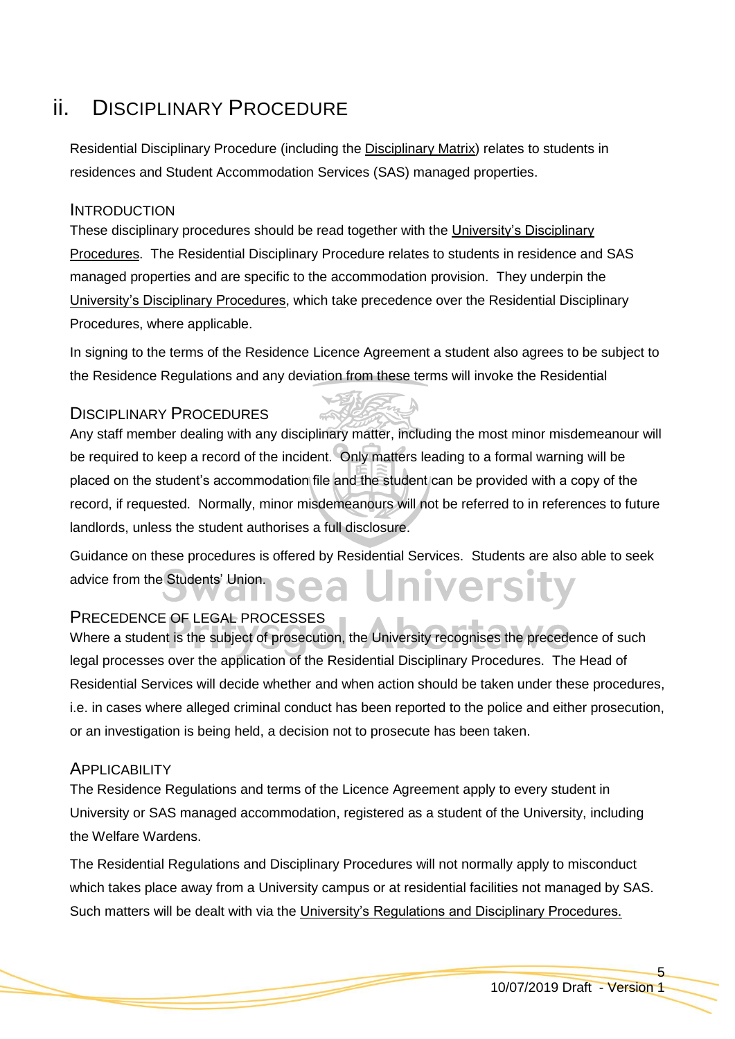# ii. Disciplinary Procedure

Residential Disciplinary Procedure (including the Disciplinary Matrix) relates to students in residences and Student Accommodation Services (SAS) managed properties.

## Introduction

These disciplinary procedures should be read together with the University's Disciplinary Procedures. The Residential Disciplinary Procedure relates to students in residence and SAS managed properties and are specific to the accommodation provision. They underpin the University's Disciplinary Procedures, which take precedence over the Residential Disciplinary Procedures, where applicable.

In signing to the terms of the Residence Licence Agreement a student also agrees to be subject to the Residence Regulations and any deviation from these terms will invoke the Residential

## Disciplinary Procedures

Any staff member dealing with any disciplinary matter, including the most minor misdemeanour will be required to keep a record of the incident. Only matters leading to a formal warning will be placed on the student's accommodation file and the student can be provided with a copy of the record, if requested. Normally, minor misdemeanours will not be referred to in references to future landlords, unless the student authorises a full disclosure.

Guidance on these procedures is offered by Residential Services. Students are also able to seek advice from the Students' Union.

## Precedence of Legal Processes

Where a student is the subject of prosecution, the University recognises the precedence of such legal processes over the application of the Residential Disciplinary Procedures. The Head of Residential Services will decide whether and when action should be taken under these procedures, i.e. in cases where alleged criminal conduct has been reported to the police and either prosecution, or an investigation is being held, a decision not to prosecute has been taken.

## Applicability

The Residence Regulations and terms of the Licence Agreement apply to every student in University or SAS managed accommodation, registered as a student of the University, including the Welfare Wardens.

The Residential Regulations and Disciplinary Procedures will not normally apply to misconduct which takes place away from a University campus or at residential facilities not managed by SAS. Such matters will be dealt with via the University's Regulations and Disciplinary Procedures.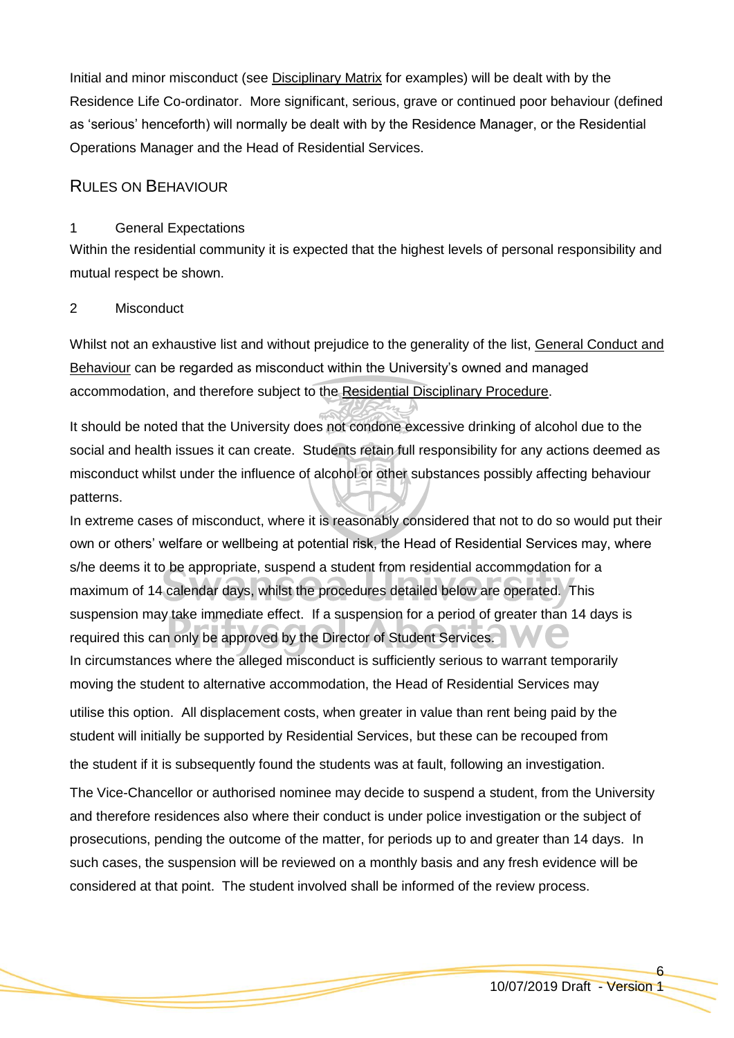Initial and minor misconduct (see Disciplinary Matrix for examples) will be dealt with by the Residence Life Co-ordinator. More significant, serious, grave or continued poor behaviour (defined as 'serious' henceforth) will normally be dealt with by the Residence Manager, or the Residential Operations Manager and the Head of Residential Services.

## RULES ON BEHAVIOUR

### 1 General Expectations

Within the residential community it is expected that the highest levels of personal responsibility and mutual respect be shown.

### 2 Misconduct

Whilst not an exhaustive list and without prejudice to the generality of the list, General Conduct and Behaviour can be regarded as misconduct within the University's owned and managed accommodation, and therefore subject to the Residential Disciplinary Procedure.

It should be noted that the University does not condone excessive drinking of alcohol due to the social and health issues it can create. Students retain full responsibility for any actions deemed as misconduct whilst under the influence of alcohol or other substances possibly affecting behaviour patterns.

In extreme cases of misconduct, where it is reasonably considered that not to do so would put their own or others' welfare or wellbeing at potential risk, the Head of Residential Services may, where s/he deems it to be appropriate, suspend a student from residential accommodation for a maximum of 14 calendar days, whilst the procedures detailed below are operated. This suspension may take immediate effect. If a suspension for a period of greater than 14 days is required this can only be approved by the Director of Student Services.

In circumstances where the alleged misconduct is sufficiently serious to warrant temporarily moving the student to alternative accommodation, the Head of Residential Services may utilise this option. All displacement costs, when greater in value than rent being paid by the student will initially be supported by Residential Services, but these can be recouped from the student if it is subsequently found the students was at fault, following an investigation.

The Vice-Chancellor or authorised nominee may decide to suspend a student, from the University and therefore residences also where their conduct is under police investigation or the subject of prosecutions, pending the outcome of the matter, for periods up to and greater than 14 days. In such cases, the suspension will be reviewed on a monthly basis and any fresh evidence will be considered at that point. The student involved shall be informed of the review process.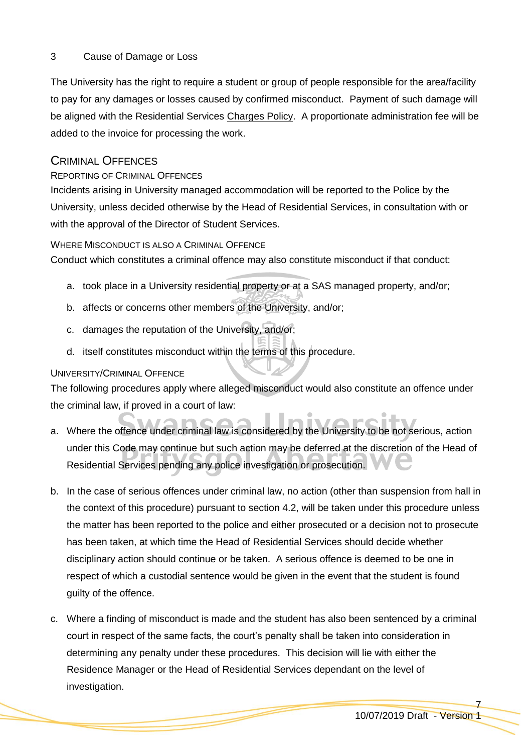3 Cause of Damage or Loss

The University has the right to require a student or group of people responsible for the area/facility to pay for any damages or losses caused by confirmed misconduct. Payment of such damage will be aligned with the Residential Services Charges Policy. A proportionate administration fee will be added to the invoice for processing the work.

## Criminal Offences

### Reporting of Criminal Offences

Incidents arising in University managed accommodation will be reported to the Police by the University, unless decided otherwise by the Head of Residential Services, in consultation with or with the approval of the Director of Student Services.

### Where Misconduct is also a Criminal Offence

Conduct which constitutes a criminal offence may also constitute misconduct if that conduct:

a. took place in a University residential property or at a SAS managed property, and/or;

b. affects or concerns other members of the University, and/or;

c. damages the reputation of the University, and/or;

d. itself constitutes misconduct within the terms of this procedure.

### University/Criminal Offence

The following procedures apply where alleged misconduct would also constitute an offence under the criminal law, if proved in a court of law:

a. Where the offence under criminal law is considered by the University to be not serious, action under this Code may continue but such action may be deferred at the discretion of the Head of Residential Services pending any police investigation or prosecution.

b. In the case of serious offences under criminal law, no action (other than suspension from hall in the context of this procedure) pursuant to section 4.2, will be taken under this procedure unless the matter has been reported to the police and either prosecuted or a decision not to prosecute has been taken, at which time the Head of Residential Services should decide whether disciplinary action should continue or be taken. A serious offence is deemed to be one in respect of which a custodial sentence would be given in the event that the student is found guilty of the offence.

c. Where a finding of misconduct is made and the student has also been sentenced by a criminal court in respect of the same facts, the court's penalty shall be taken into consideration in determining any penalty under these procedures. This decision will lie with either the Residence Manager or the Head of Residential Services dependant on the level of investigation.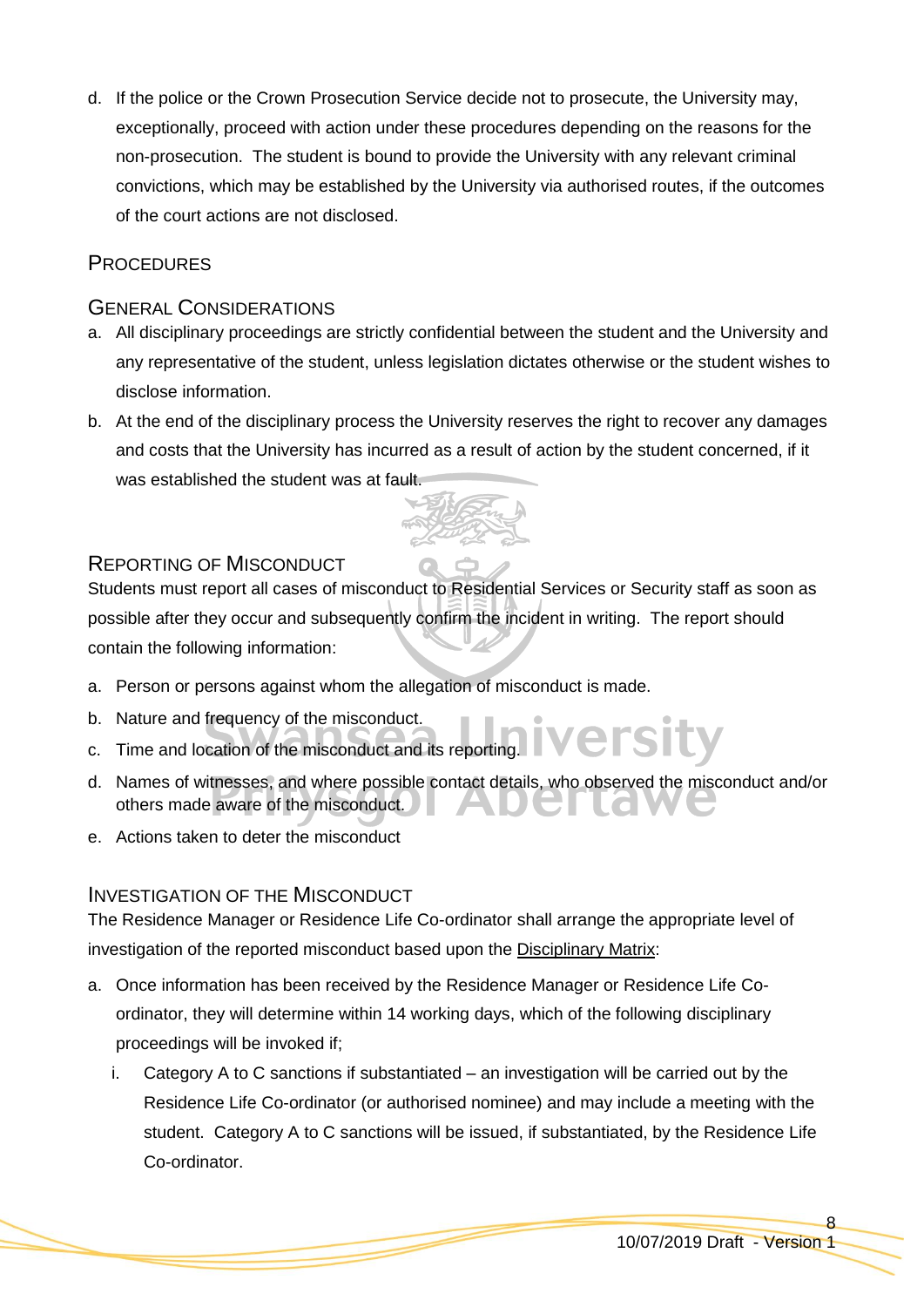d. If the police or the Crown Prosecution Service decide not to prosecute, the University may, exceptionally, proceed with action under these procedures depending on the reasons for the non-prosecution. The student is bound to provide the University with any relevant criminal convictions, which may be established by the University via authorised routes, if the outcomes of the court actions are not disclosed.

## Procedures

### General Considerations

a. All disciplinary proceedings are strictly confidential between the student and the University and any representative of the student, unless legislation dictates otherwise or the student wishes to disclose information.

b. At the end of the disciplinary process the University reserves the right to recover any damages and costs that the University has incurred as a result of action by the student concerned, if it was established the student was at fault.

### Reporting of Misconduct

Students must report all cases of misconduct to Residential Services or Security staff as soon as possible after they occur and subsequently confirm the incident in writing. The report should contain the following information:

a. Person or persons against whom the allegation of misconduct is made.
b. Nature and frequency of the misconduct.
c. Time and location of the misconduct and its reporting.
d. Names of witnesses, and where possible contact details, who observed the misconduct and/or others made aware of the misconduct.
e. Actions taken to deter the misconduct

### Investigation of the Misconduct

The Residence Manager or Residence Life Co-ordinator shall arrange the appropriate level of investigation of the reported misconduct based upon the Disciplinary Matrix:

a. Once information has been received by the Residence Manager or Residence Life Co-ordinator, they will determine within 14 working days, which of the following disciplinary proceedings will be invoked if;
   i. Category A to C sanctions if substantiated – an investigation will be carried out by the Residence Life Co-ordinator (or authorised nominee) and may include a meeting with the student. Category A to C sanctions will be issued, if substantiated, by the Residence Life Co-ordinator.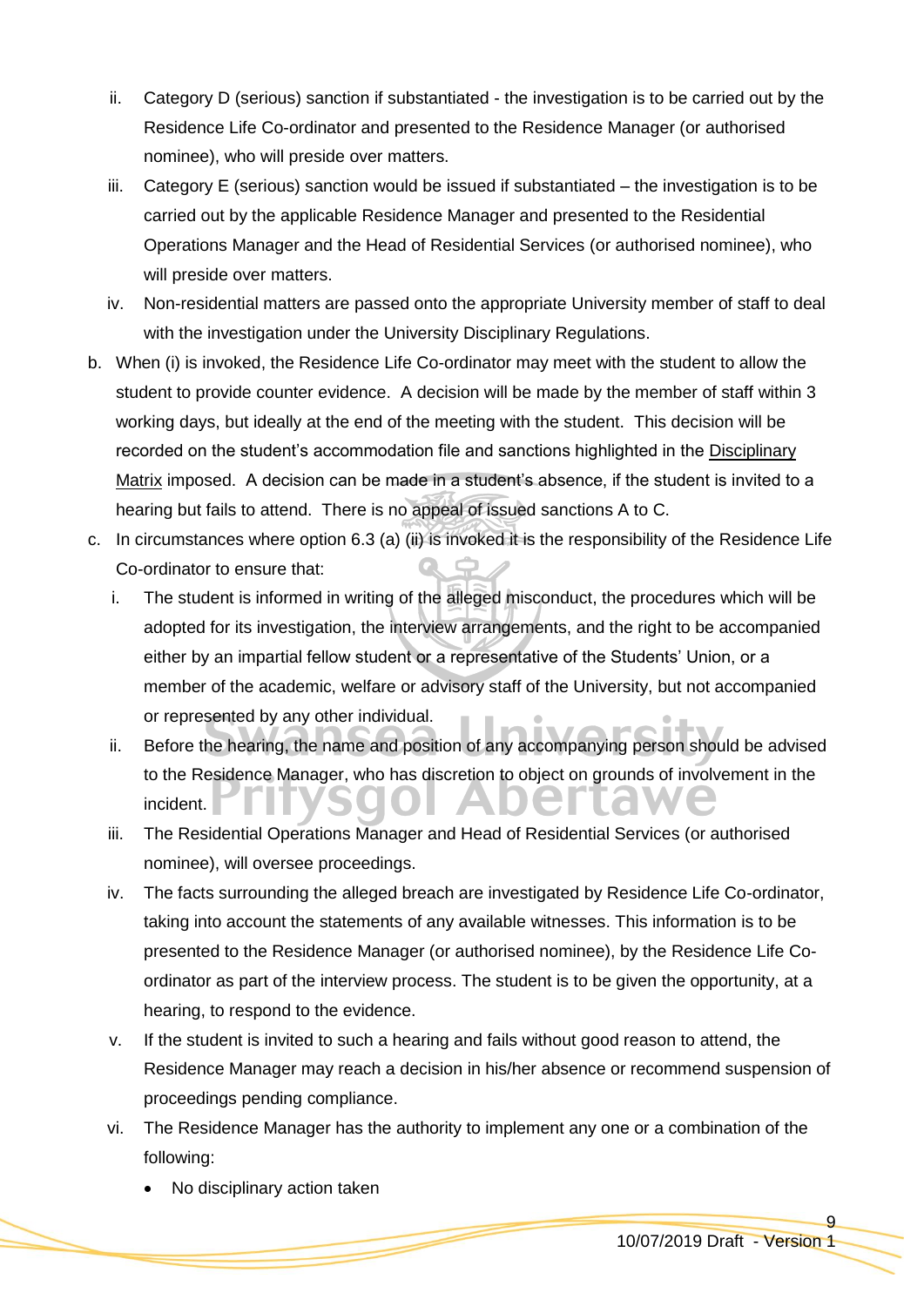ii. Category D (serious) sanction if substantiated - the investigation is to be carried out by the Residence Life Co-ordinator and presented to the Residence Manager (or authorised nominee), who will preside over matters.

iii. Category E (serious) sanction would be issued if substantiated – the investigation is to be carried out by the applicable Residence Manager and presented to the Residential Operations Manager and the Head of Residential Services (or authorised nominee), who will preside over matters.

iv. Non-residential matters are passed onto the appropriate University member of staff to deal with the investigation under the University Disciplinary Regulations.

b. When (i) is invoked, the Residence Life Co-ordinator may meet with the student to allow the student to provide counter evidence. A decision will be made by the member of staff within 3 working days, but ideally at the end of the meeting with the student. This decision will be recorded on the student's accommodation file and sanctions highlighted in the Disciplinary Matrix imposed. A decision can be made in a student's absence, if the student is invited to a hearing but fails to attend. There is no appeal of issued sanctions A to C.

c. In circumstances where option 6.3 (a) (ii) is invoked it is the responsibility of the Residence Life Co-ordinator to ensure that:

i. The student is informed in writing of the alleged misconduct, the procedures which will be adopted for its investigation, the interview arrangements, and the right to be accompanied either by an impartial fellow student or a representative of the Students' Union, or a member of the academic, welfare or advisory staff of the University, but not accompanied or represented by any other individual.

ii. Before the hearing, the name and position of any accompanying person should be advised to the Residence Manager, who has discretion to object on grounds of involvement in the incident.

iii. The Residential Operations Manager and Head of Residential Services (or authorised nominee), will oversee proceedings.

iv. The facts surrounding the alleged breach are investigated by Residence Life Co-ordinator, taking into account the statements of any available witnesses. This information is to be presented to the Residence Manager (or authorised nominee), by the Residence Life Co-ordinator as part of the interview process. The student is to be given the opportunity, at a hearing, to respond to the evidence.

v. If the student is invited to such a hearing and fails without good reason to attend, the Residence Manager may reach a decision in his/her absence or recommend suspension of proceedings pending compliance.

vi. The Residence Manager has the authority to implement any one or a combination of the following:

- No disciplinary action taken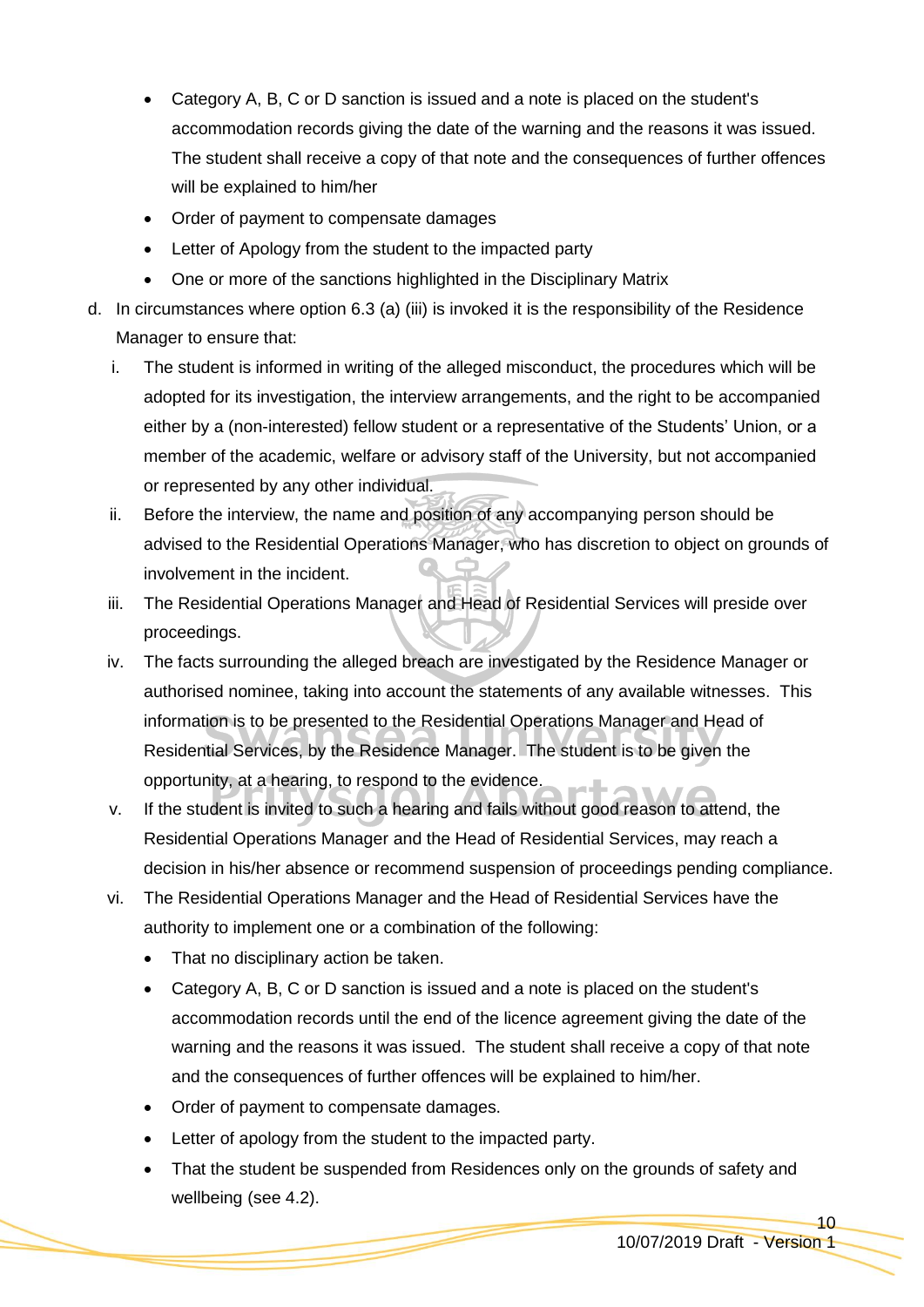- Category A, B, C or D sanction is issued and a note is placed on the student's accommodation records giving the date of the warning and the reasons it was issued. The student shall receive a copy of that note and the consequences of further offences will be explained to him/her
- Order of payment to compensate damages
- Letter of Apology from the student to the impacted party
- One or more of the sanctions highlighted in the Disciplinary Matrix

d. In circumstances where option 6.3 (a) (iii) is invoked it is the responsibility of the Residence Manager to ensure that:

   i. The student is informed in writing of the alleged misconduct, the procedures which will be adopted for its investigation, the interview arrangements, and the right to be accompanied either by a (non-interested) fellow student or a representative of the Students' Union, or a member of the academic, welfare or advisory staff of the University, but not accompanied or represented by any other individual.

   ii. Before the interview, the name and position of any accompanying person should be advised to the Residential Operations Manager, who has discretion to object on grounds of involvement in the incident.

   iii. The Residential Operations Manager and Head of Residential Services will preside over proceedings.

   iv. The facts surrounding the alleged breach are investigated by the Residence Manager or authorised nominee, taking into account the statements of any available witnesses. This information is to be presented to the Residential Operations Manager and Head of Residential Services, by the Residence Manager. The student is to be given the opportunity, at a hearing, to respond to the evidence.

   v. If the student is invited to such a hearing and fails without good reason to attend, the Residential Operations Manager and the Head of Residential Services, may reach a decision in his/her absence or recommend suspension of proceedings pending compliance.

   vi. The Residential Operations Manager and the Head of Residential Services have the authority to implement one or a combination of the following:

      - That no disciplinary action be taken.
      - Category A, B, C or D sanction is issued and a note is placed on the student's accommodation records until the end of the licence agreement giving the date of the warning and the reasons it was issued. The student shall receive a copy of that note and the consequences of further offences will be explained to him/her.
      - Order of payment to compensate damages.
      - Letter of apology from the student to the impacted party.
      - That the student be suspended from Residences only on the grounds of safety and wellbeing (see 4.2).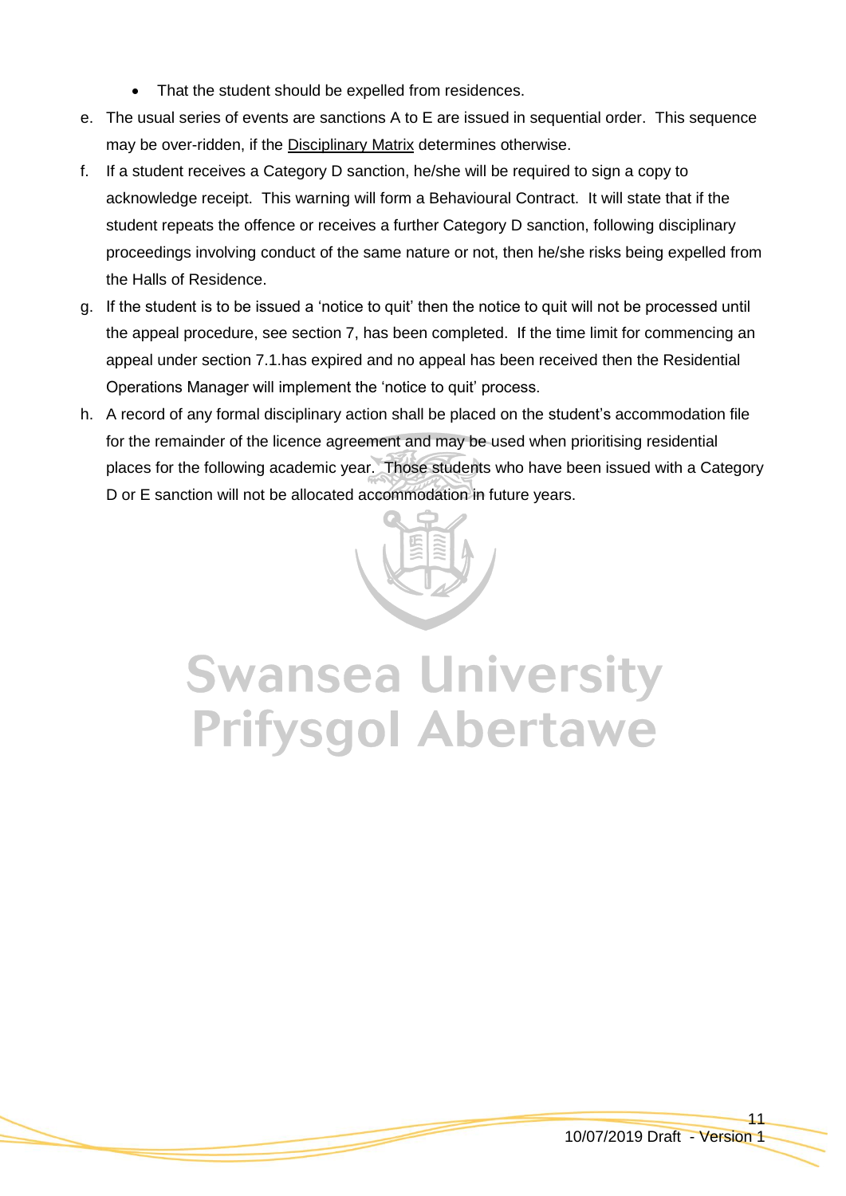- That the student should be expelled from residences.

e. The usual series of events are sanctions A to E are issued in sequential order. This sequence may be over-ridden, if the Disciplinary Matrix determines otherwise.

f. If a student receives a Category D sanction, he/she will be required to sign a copy to acknowledge receipt. This warning will form a Behavioural Contract. It will state that if the student repeats the offence or receives a further Category D sanction, following disciplinary proceedings involving conduct of the same nature or not, then he/she risks being expelled from the Halls of Residence.

g. If the student is to be issued a 'notice to quit' then the notice to quit will not be processed until the appeal procedure, see section 7, has been completed. If the time limit for commencing an appeal under section 7.1.has expired and no appeal has been received then the Residential Operations Manager will implement the 'notice to quit' process.

h. A record of any formal disciplinary action shall be placed on the student's accommodation file for the remainder of the licence agreement and may be used when prioritising residential places for the following academic year. Those students who have been issued with a Category D or E sanction will not be allocated accommodation in future years.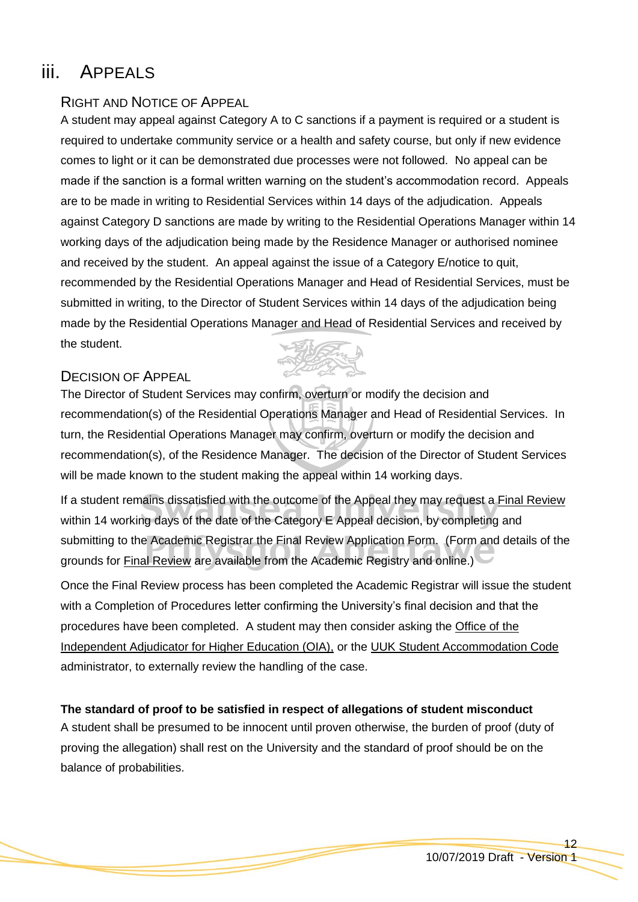## iii. Appeals

### Right and Notice of Appeal

A student may appeal against Category A to C sanctions if a payment is required or a student is required to undertake community service or a health and safety course, but only if new evidence comes to light or it can be demonstrated due processes were not followed. No appeal can be made if the sanction is a formal written warning on the student's accommodation record. Appeals are to be made in writing to Residential Services within 14 days of the adjudication. Appeals against Category D sanctions are made by writing to the Residential Operations Manager within 14 working days of the adjudication being made by the Residence Manager or authorised nominee and received by the student. An appeal against the issue of a Category E/notice to quit, recommended by the Residential Operations Manager and Head of Residential Services, must be submitted in writing, to the Director of Student Services within 14 days of the adjudication being made by the Residential Operations Manager and Head of Residential Services and received by the student.

### Decision of Appeal

The Director of Student Services may confirm, overturn or modify the decision and recommendation(s) of the Residential Operations Manager and Head of Residential Services. In turn, the Residential Operations Manager may confirm, overturn or modify the decision and recommendation(s), of the Residence Manager. The decision of the Director of Student Services will be made known to the student making the appeal within 14 working days.

If a student remains dissatisfied with the outcome of the Appeal they may request a Final Review within 14 working days of the date of the Category E Appeal decision, by completing and submitting to the Academic Registrar the Final Review Application Form. (Form and details of the grounds for Final Review are available from the Academic Registry and online.)

Once the Final Review process has been completed the Academic Registrar will issue the student with a Completion of Procedures letter confirming the University's final decision and that the procedures have been completed. A student may then consider asking the Office of the Independent Adjudicator for Higher Education (OIA), or the UUK Student Accommodation Code administrator, to externally review the handling of the case.

**The standard of proof to be satisfied in respect of allegations of student misconduct**

A student shall be presumed to be innocent until proven otherwise, the burden of proof (duty of proving the allegation) shall rest on the University and the standard of proof should be on the balance of probabilities.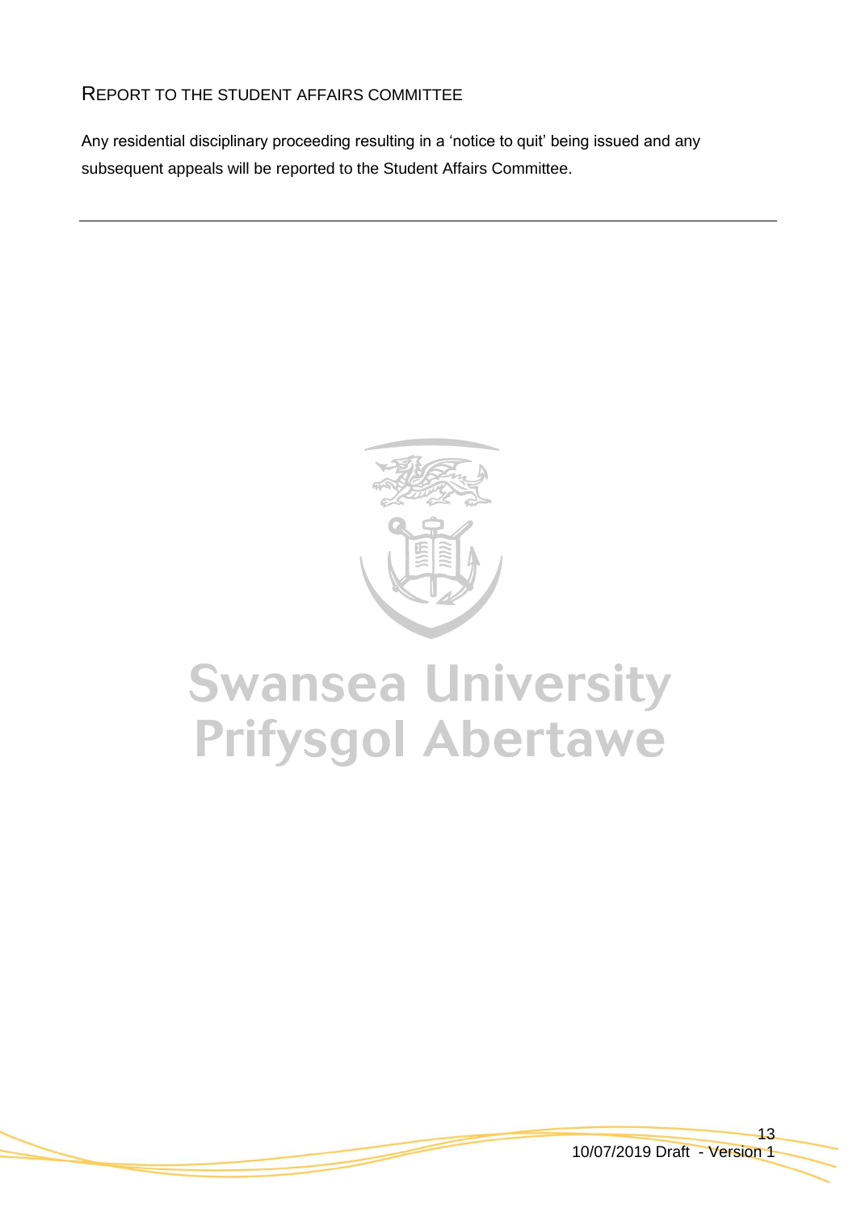## Report to the Student Affairs Committee

Any residential disciplinary proceeding resulting in a 'notice to quit' being issued and any subsequent appeals will be reported to the Student Affairs Committee.

---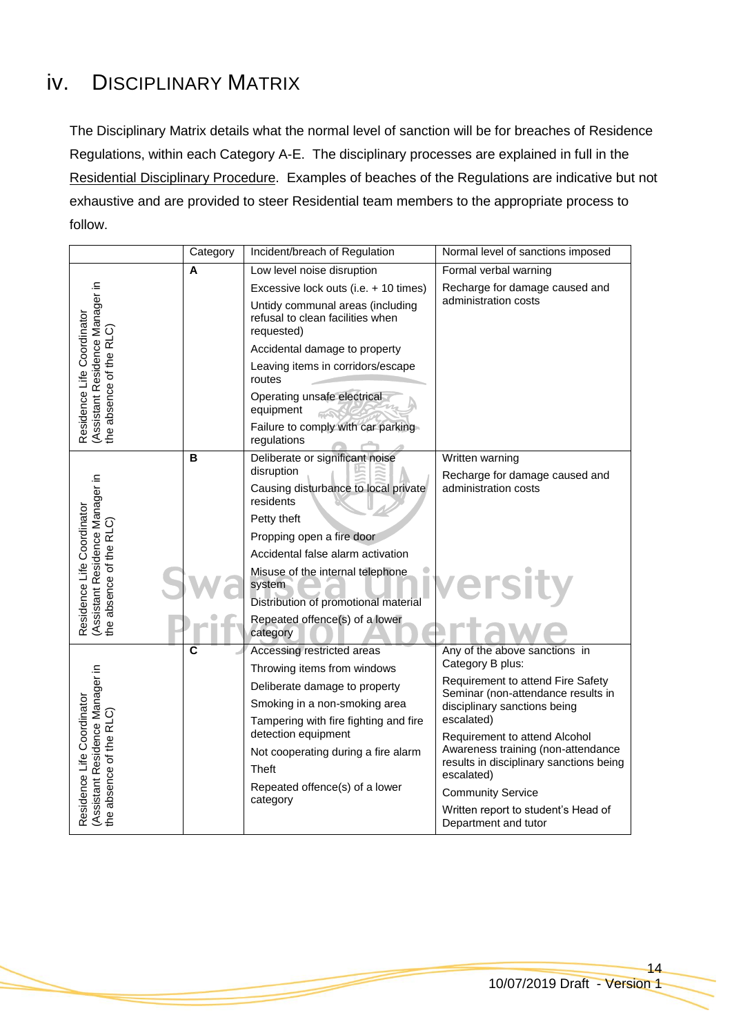# iv. Disciplinary Matrix

The Disciplinary Matrix details what the normal level of sanction will be for breaches of Residence Regulations, within each Category A-E. The disciplinary processes are explained in full in the Residential Disciplinary Procedure. Examples of beaches of the Regulations are indicative but not exhaustive and are provided to steer Residential team members to the appropriate process to follow.

| | Category | Incident/breach of Regulation | Normal level of sanctions imposed |
|---|---|---|---|
| Residence Life Coordinator (Assistant Residence Manager in the absence of the RLC) | A | Low level noise disruption<br>Excessive lock outs (i.e. + 10 times)<br>Untidy communal areas (including refusal to clean facilities when requested)<br>Accidental damage to property<br>Leaving items in corridors/escape routes<br>Operating unsafe electrical equipment<br>Failure to comply with car parking regulations | Formal verbal warning<br>Recharge for damage caused and administration costs |
| Residence Life Coordinator (Assistant Residence Manager in the absence of the RLC) | B | Deliberate or significant noise disruption<br>Causing disturbance to local private residents<br>Petty theft<br>Propping open a fire door<br>Accidental false alarm activation<br>Misuse of the internal telephone system<br>Distribution of promotional material<br>Repeated offence(s) of a lower category | Written warning<br>Recharge for damage caused and administration costs |
| Residence Life Coordinator (Assistant Residence Manager in the absence of the RLC) | C | Accessing restricted areas<br>Throwing items from windows<br>Deliberate damage to property<br>Smoking in a non-smoking area<br>Tampering with fire fighting and fire detection equipment<br>Not cooperating during a fire alarm<br>Theft<br>Repeated offence(s) of a lower category | Any of the above sanctions in Category B plus:<br>Requirement to attend Fire Safety Seminar (non-attendance results in disciplinary sanctions being escalated)<br>Requirement to attend Alcohol Awareness training (non-attendance results in disciplinary sanctions being escalated)<br>Community Service<br>Written report to student's Head of Department and tutor |

10/07/2019 Draft - Version 1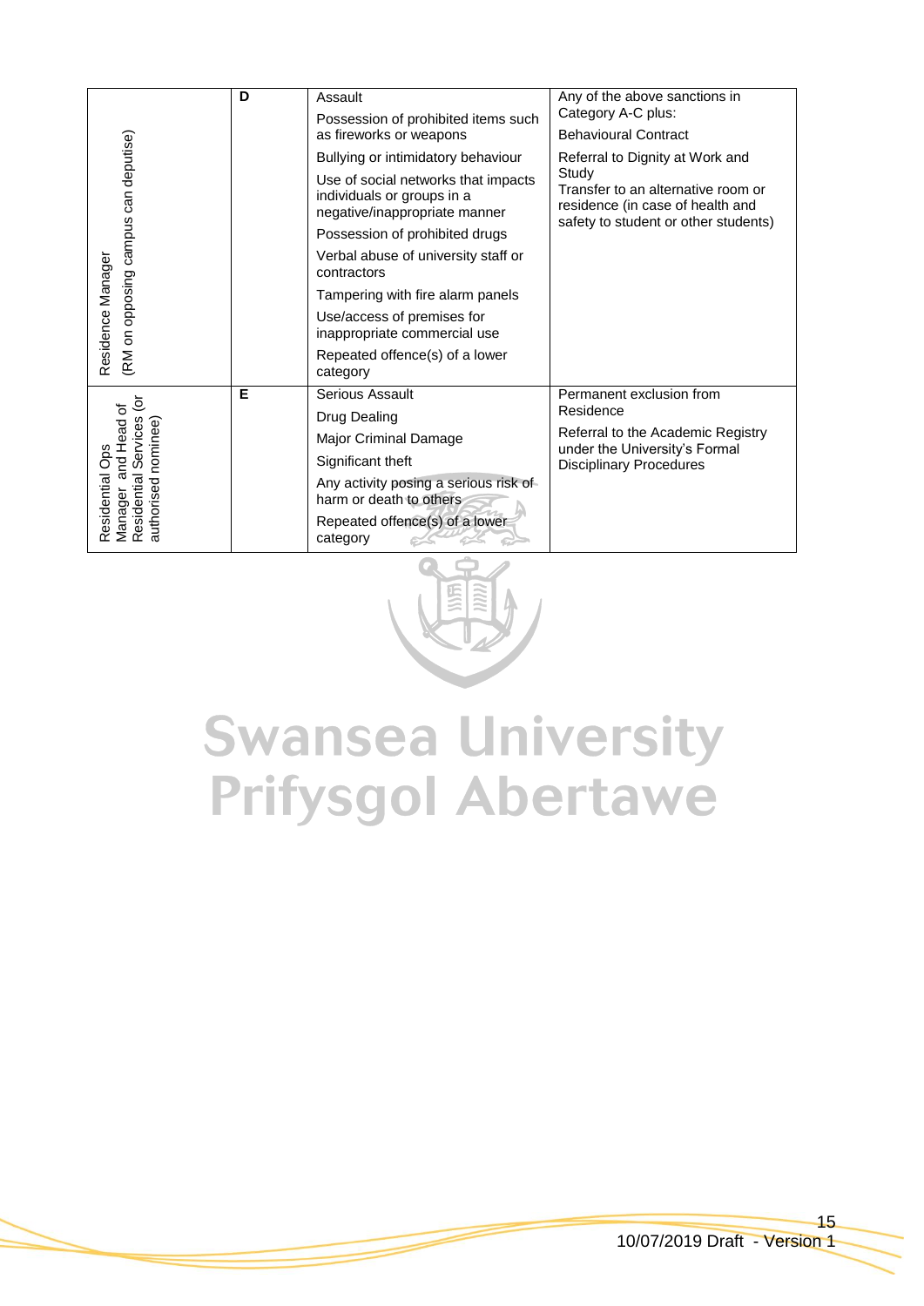| Residence Manager (RM on opposing campus can deputise) | D | Assault<br>Possession of prohibited items such as fireworks or weapons<br>Bullying or intimidatory behaviour<br>Use of social networks that impacts individuals or groups in a negative/inappropriate manner<br>Possession of prohibited drugs<br>Verbal abuse of university staff or contractors<br>Tampering with fire alarm panels<br>Use/access of premises for inappropriate commercial use<br>Repeated offence(s) of a lower category | Any of the above sanctions in Category A-C plus:<br>Behavioural Contract<br>Referral to Dignity at Work and Study<br>Transfer to an alternative room or residence (in case of health and safety to student or other students) |
|---|---|---|---|
| Residential Ops Manager and Head of Residential Services (or authorised nominee) | E | Serious Assault<br>Drug Dealing<br>Major Criminal Damage<br>Significant theft<br>Any activity posing a serious risk of harm or death to others<br>Repeated offence(s) of a lower category | Permanent exclusion from Residence<br>Referral to the Academic Registry under the University's Formal Disciplinary Procedures |

Swansea University
Prifysgol Abertawe

10/07/2019 Draft - Version 1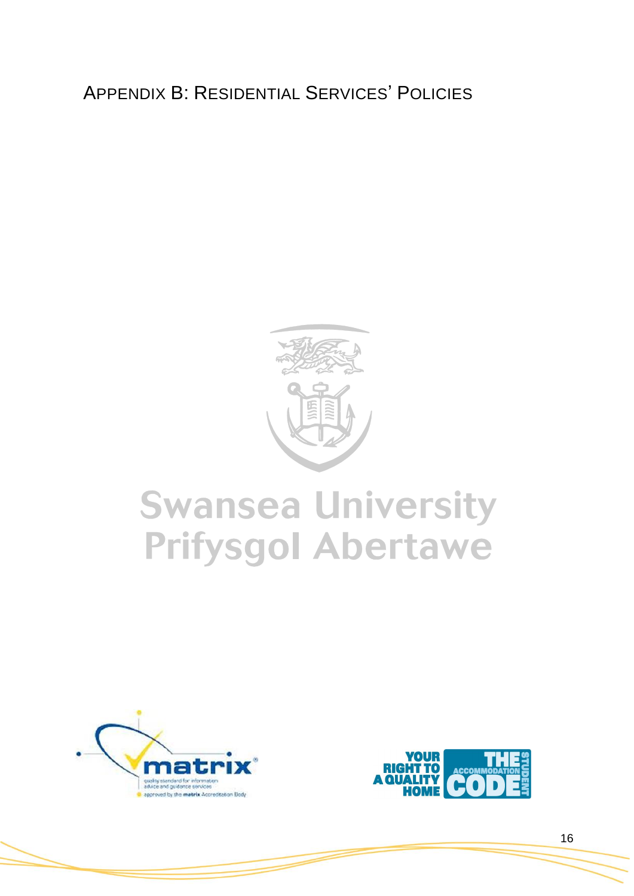# Appendix B: Residential Services' Policies

Swansea University
Prifysgol Abertawe

matrix
quality standard for information advice and guidance services
approved by the matrix Accreditation Body

YOUR RIGHT TO A QUALITY HOME
THE ACCOMMODATION CODE
STUDENT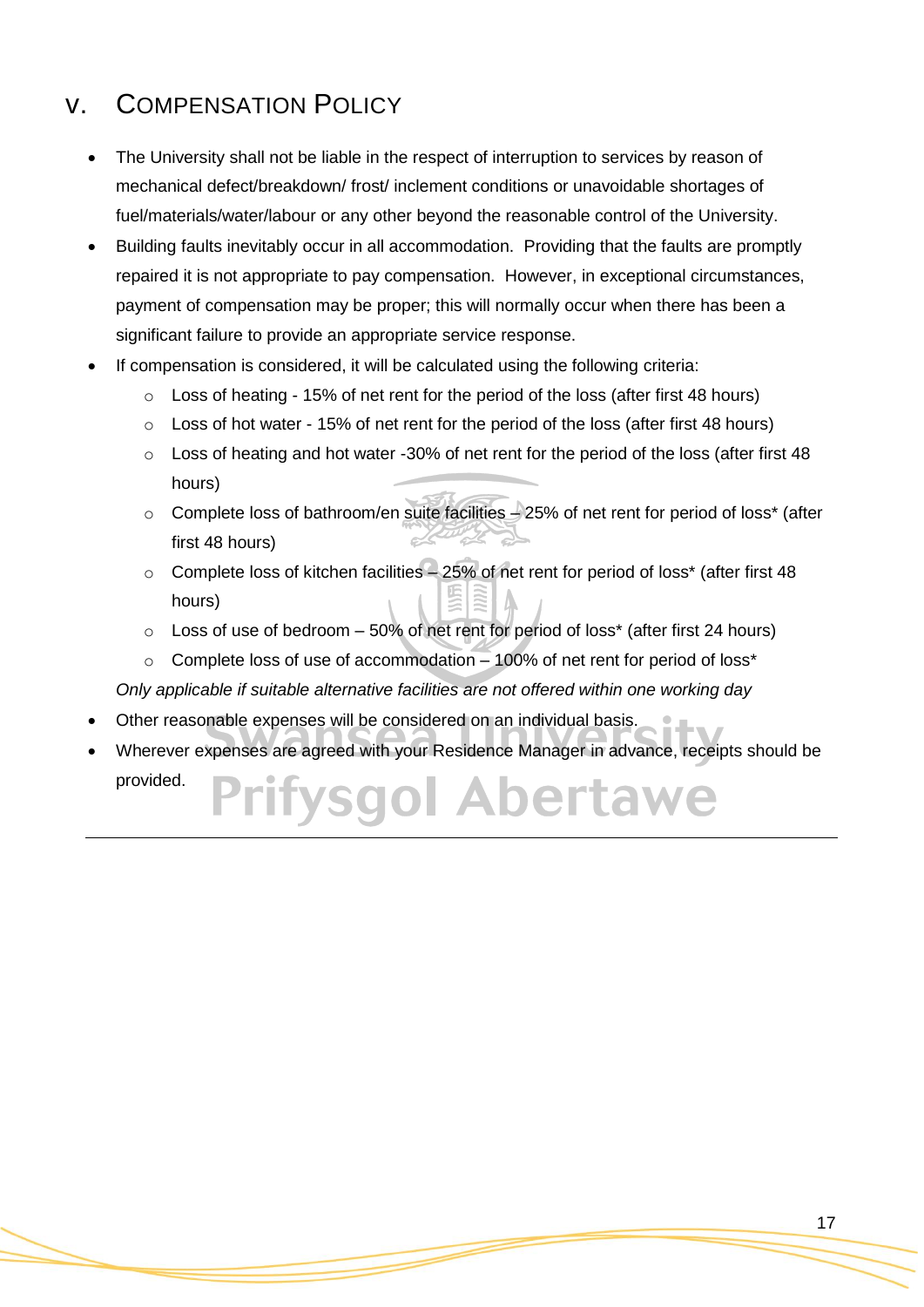## v. Compensation Policy

- The University shall not be liable in the respect of interruption to services by reason of mechanical defect/breakdown/ frost/ inclement conditions or unavoidable shortages of fuel/materials/water/labour or any other beyond the reasonable control of the University.
- Building faults inevitably occur in all accommodation. Providing that the faults are promptly repaired it is not appropriate to pay compensation. However, in exceptional circumstances, payment of compensation may be proper; this will normally occur when there has been a significant failure to provide an appropriate service response.
- If compensation is considered, it will be calculated using the following criteria:
    - Loss of heating - 15% of net rent for the period of the loss (after first 48 hours)
    - Loss of hot water - 15% of net rent for the period of the loss (after first 48 hours)
    - Loss of heating and hot water -30% of net rent for the period of the loss (after first 48 hours)
    - Complete loss of bathroom/en suite facilities – 25% of net rent for period of loss* (after first 48 hours)
    - Complete loss of kitchen facilities – 25% of net rent for period of loss* (after first 48 hours)
    - Loss of use of bedroom – 50% of net rent for period of loss* (after first 24 hours)
    - Complete loss of use of accommodation – 100% of net rent for period of loss*

  *Only applicable if suitable alternative facilities are not offered within one working day*
- Other reasonable expenses will be considered on an individual basis.
- Wherever expenses are agreed with your Residence Manager in advance, receipts should be provided.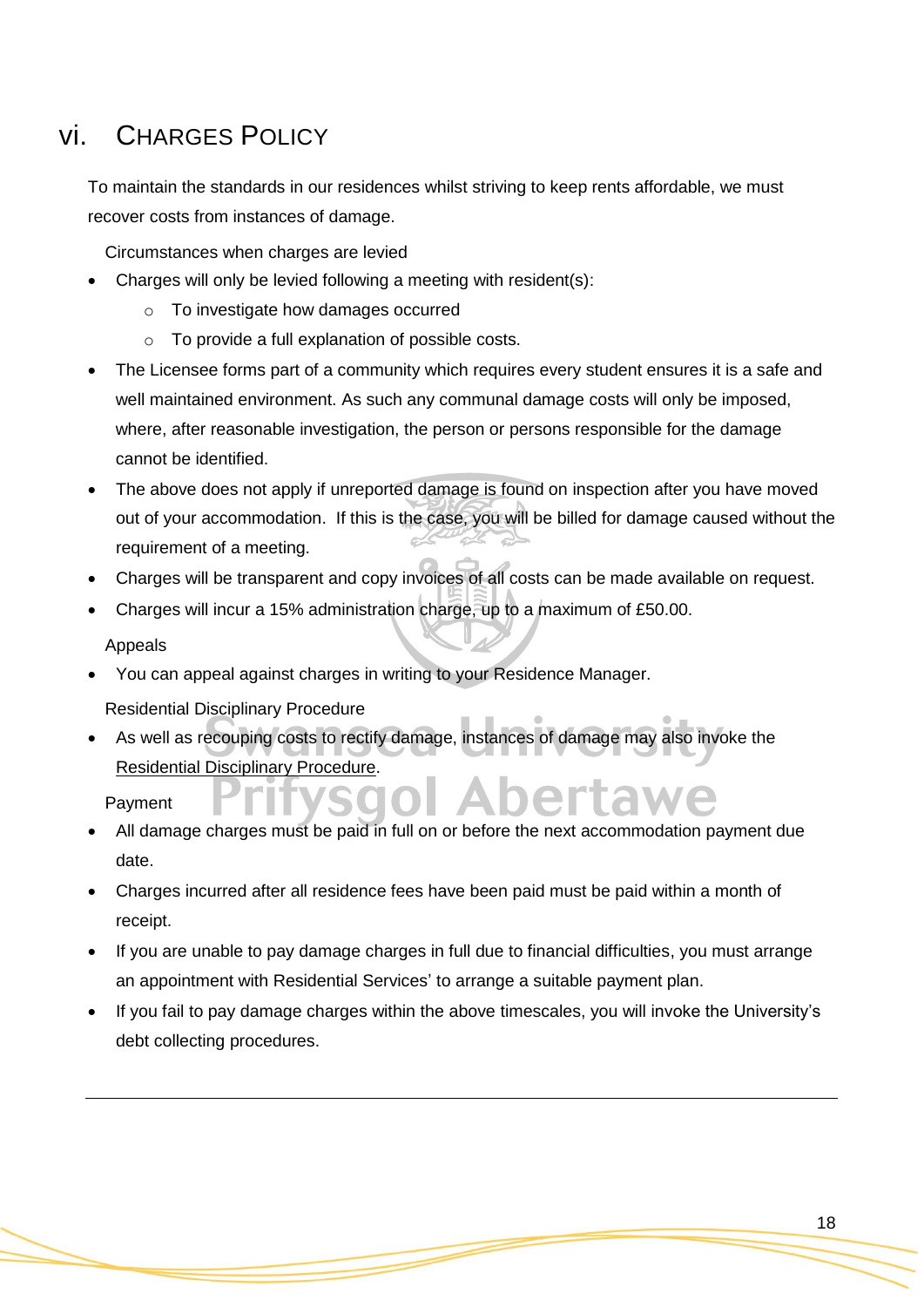## vi. Charges Policy

To maintain the standards in our residences whilst striving to keep rents affordable, we must recover costs from instances of damage.

Circumstances when charges are levied

- Charges will only be levied following a meeting with resident(s):
  - To investigate how damages occurred
  - To provide a full explanation of possible costs.
- The Licensee forms part of a community which requires every student ensures it is a safe and well maintained environment. As such any communal damage costs will only be imposed, where, after reasonable investigation, the person or persons responsible for the damage cannot be identified.
- The above does not apply if unreported damage is found on inspection after you have moved out of your accommodation. If this is the case, you will be billed for damage caused without the requirement of a meeting.
- Charges will be transparent and copy invoices of all costs can be made available on request.
- Charges will incur a 15% administration charge, up to a maximum of £50.00.

Appeals

- You can appeal against charges in writing to your Residence Manager.

Residential Disciplinary Procedure

- As well as recouping costs to rectify damage, instances of damage may also invoke the Residential Disciplinary Procedure.

Payment

- All damage charges must be paid in full on or before the next accommodation payment due date.
- Charges incurred after all residence fees have been paid must be paid within a month of receipt.
- If you are unable to pay damage charges in full due to financial difficulties, you must arrange an appointment with Residential Services' to arrange a suitable payment plan.
- If you fail to pay damage charges within the above timescales, you will invoke the University's debt collecting procedures.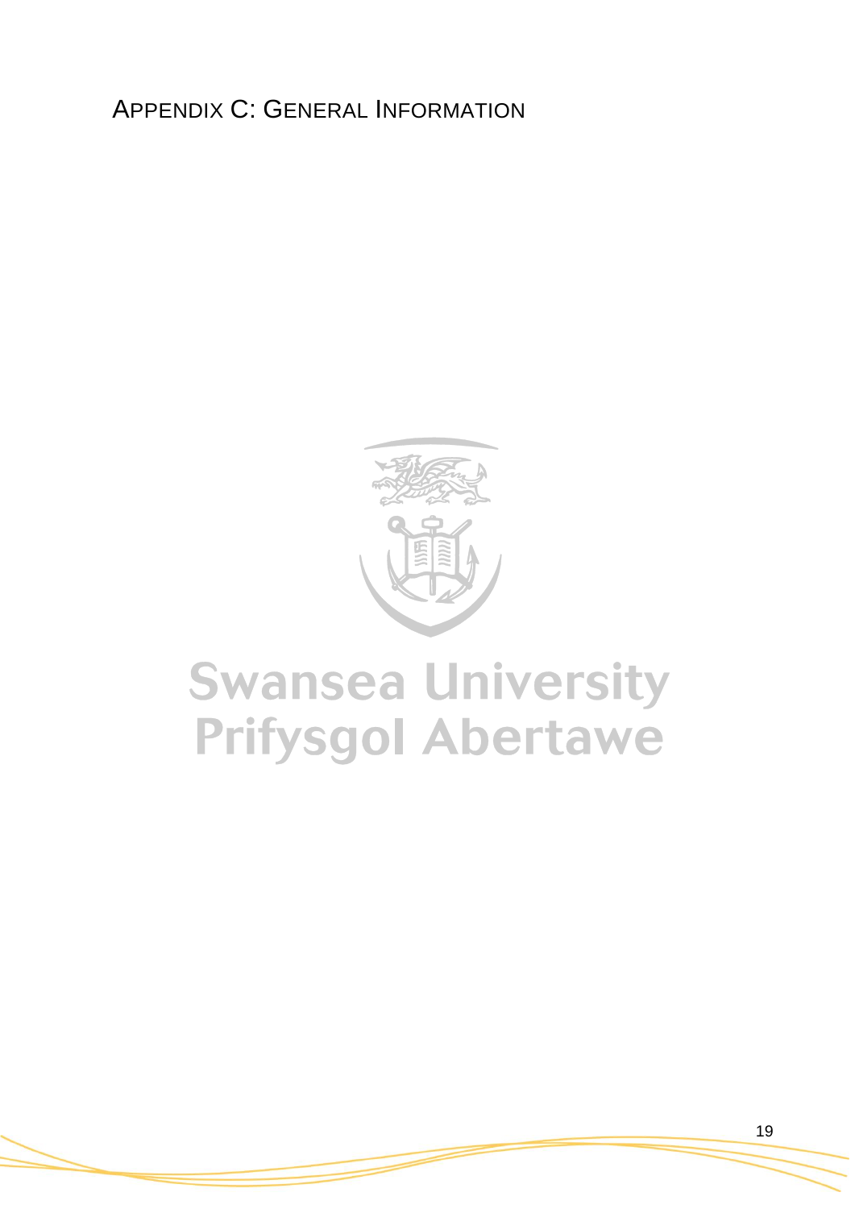# APPENDIX C: GENERAL INFORMATION

Swansea University
Prifysgol Abertawe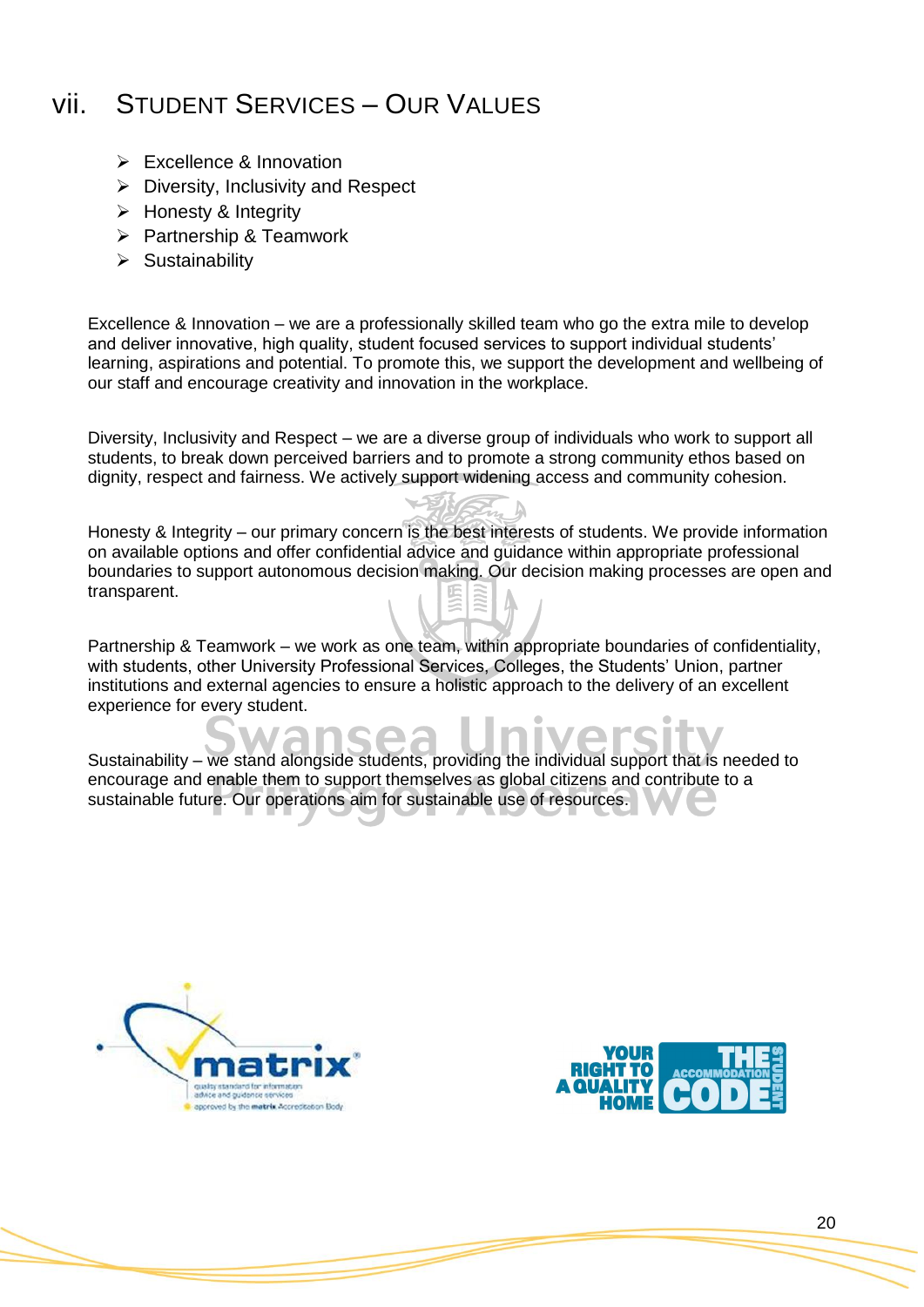## vii. Student Services – Our Values

- Excellence & Innovation
- Diversity, Inclusivity and Respect
- Honesty & Integrity
- Partnership & Teamwork
- Sustainability

Excellence & Innovation – we are a professionally skilled team who go the extra mile to develop and deliver innovative, high quality, student focused services to support individual students' learning, aspirations and potential. To promote this, we support the development and wellbeing of our staff and encourage creativity and innovation in the workplace.

Diversity, Inclusivity and Respect – we are a diverse group of individuals who work to support all students, to break down perceived barriers and to promote a strong community ethos based on dignity, respect and fairness. We actively support widening access and community cohesion.

Honesty & Integrity – our primary concern is the best interests of students. We provide information on available options and offer confidential advice and guidance within appropriate professional boundaries to support autonomous decision making. Our decision making processes are open and transparent.

Partnership & Teamwork – we work as one team, within appropriate boundaries of confidentiality, with students, other University Professional Services, Colleges, the Students' Union, partner institutions and external agencies to ensure a holistic approach to the delivery of an excellent experience for every student.

Sustainability – we stand alongside students, providing the individual support that is needed to encourage and enable them to support themselves as global citizens and contribute to a sustainable future. Our operations aim for sustainable use of resources.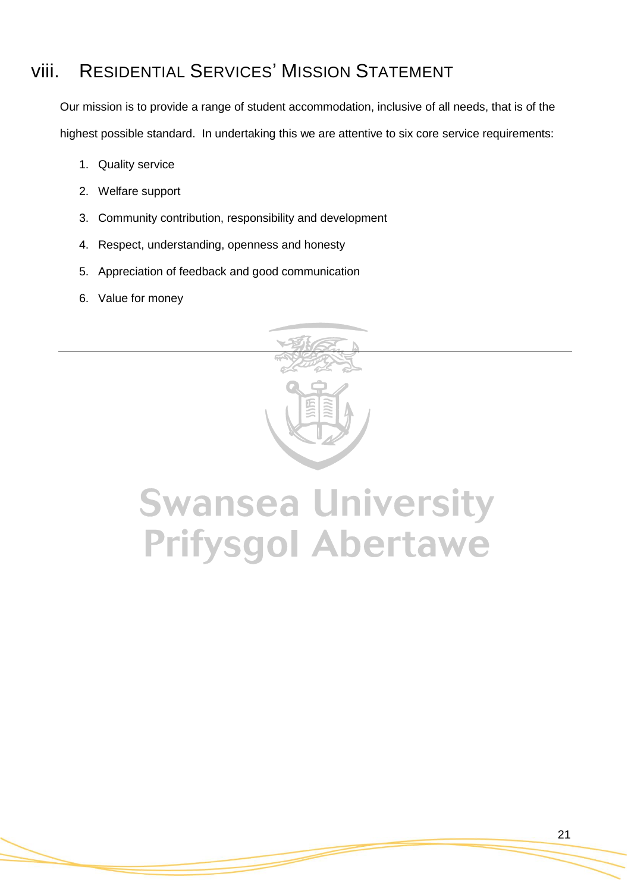## viii. Residential Services' Mission Statement

Our mission is to provide a range of student accommodation, inclusive of all needs, that is of the highest possible standard. In undertaking this we are attentive to six core service requirements:

1. Quality service
2. Welfare support
3. Community contribution, responsibility and development
4. Respect, understanding, openness and honesty
5. Appreciation of feedback and good communication
6. Value for money

---

Swansea University
Prifysgol Abertawe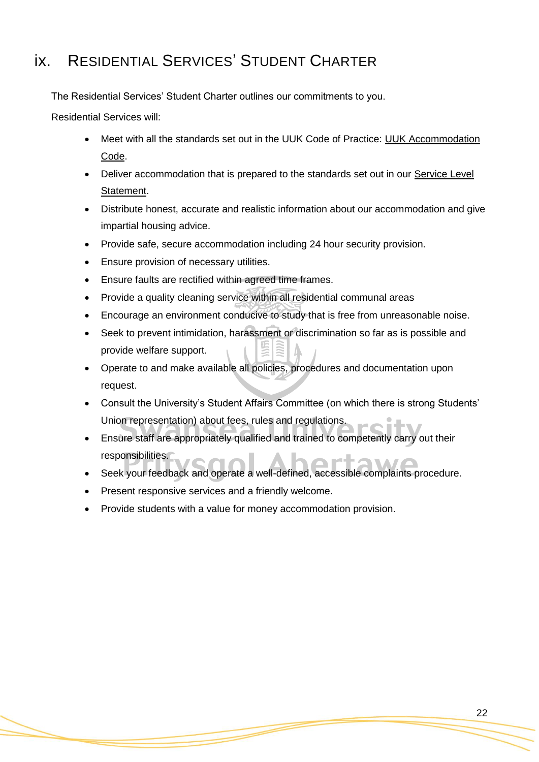## ix. Residential Services' Student Charter

The Residential Services' Student Charter outlines our commitments to you.

Residential Services will:

- Meet with all the standards set out in the UUK Code of Practice: UUK Accommodation Code.
- Deliver accommodation that is prepared to the standards set out in our Service Level Statement.
- Distribute honest, accurate and realistic information about our accommodation and give impartial housing advice.
- Provide safe, secure accommodation including 24 hour security provision.
- Ensure provision of necessary utilities.
- Ensure faults are rectified within agreed time frames.
- Provide a quality cleaning service within all residential communal areas
- Encourage an environment conducive to study that is free from unreasonable noise.
- Seek to prevent intimidation, harassment or discrimination so far as is possible and provide welfare support.
- Operate to and make available all policies, procedures and documentation upon request.
- Consult the University's Student Affairs Committee (on which there is strong Students' Union representation) about fees, rules and regulations.
- Ensure staff are appropriately qualified and trained to competently carry out their responsibilities.
- Seek your feedback and operate a well-defined, accessible complaints procedure.
- Present responsive services and a friendly welcome.
- Provide students with a value for money accommodation provision.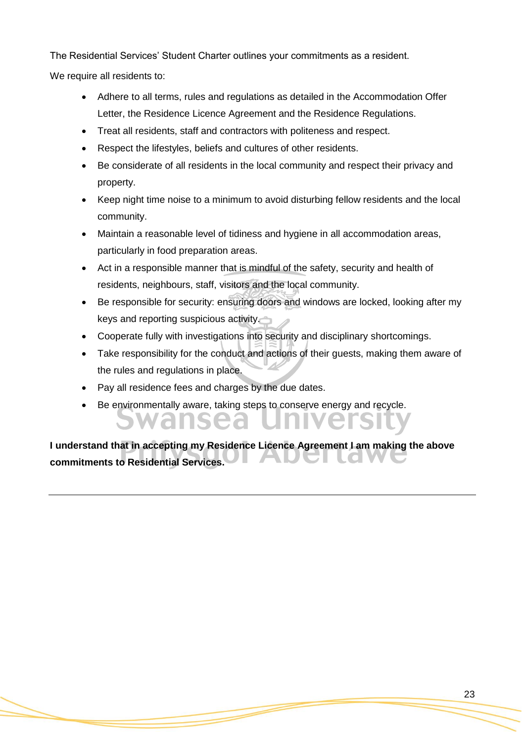The Residential Services' Student Charter outlines your commitments as a resident.

We require all residents to:

- Adhere to all terms, rules and regulations as detailed in the Accommodation Offer Letter, the Residence Licence Agreement and the Residence Regulations.
- Treat all residents, staff and contractors with politeness and respect.
- Respect the lifestyles, beliefs and cultures of other residents.
- Be considerate of all residents in the local community and respect their privacy and property.
- Keep night time noise to a minimum to avoid disturbing fellow residents and the local community.
- Maintain a reasonable level of tidiness and hygiene in all accommodation areas, particularly in food preparation areas.
- Act in a responsible manner that is mindful of the safety, security and health of residents, neighbours, staff, visitors and the local community.
- Be responsible for security: ensuring doors and windows are locked, looking after my keys and reporting suspicious activity.
- Cooperate fully with investigations into security and disciplinary shortcomings.
- Take responsibility for the conduct and actions of their guests, making them aware of the rules and regulations in place.
- Pay all residence fees and charges by the due dates.
- Be environmentally aware, taking steps to conserve energy and recycle.

**I understand that in accepting my Residence Licence Agreement I am making the above commitments to Residential Services.**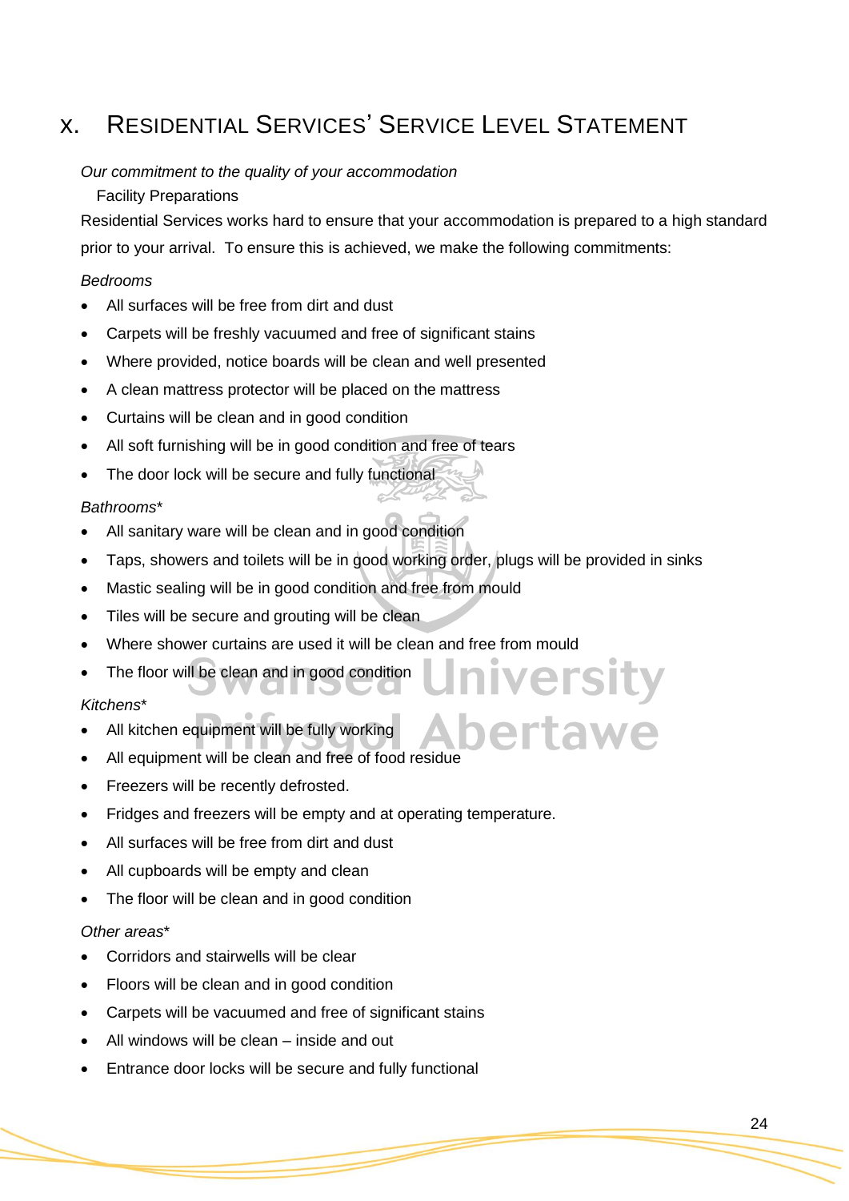# x. Residential Services' Service Level Statement

*Our commitment to the quality of your accommodation*

Facility Preparations

Residential Services works hard to ensure that your accommodation is prepared to a high standard prior to your arrival. To ensure this is achieved, we make the following commitments:

*Bedrooms*

- All surfaces will be free from dirt and dust
- Carpets will be freshly vacuumed and free of significant stains
- Where provided, notice boards will be clean and well presented
- A clean mattress protector will be placed on the mattress
- Curtains will be clean and in good condition
- All soft furnishing will be in good condition and free of tears
- The door lock will be secure and fully functional

*Bathrooms**

- All sanitary ware will be clean and in good condition
- Taps, showers and toilets will be in good working order, plugs will be provided in sinks
- Mastic sealing will be in good condition and free from mould
- Tiles will be secure and grouting will be clean
- Where shower curtains are used it will be clean and free from mould
- The floor will be clean and in good condition

*Kitchens**

- All kitchen equipment will be fully working
- All equipment will be clean and free of food residue
- Freezers will be recently defrosted.
- Fridges and freezers will be empty and at operating temperature.
- All surfaces will be free from dirt and dust
- All cupboards will be empty and clean
- The floor will be clean and in good condition

*Other areas**

- Corridors and stairwells will be clear
- Floors will be clean and in good condition
- Carpets will be vacuumed and free of significant stains
- All windows will be clean – inside and out
- Entrance door locks will be secure and fully functional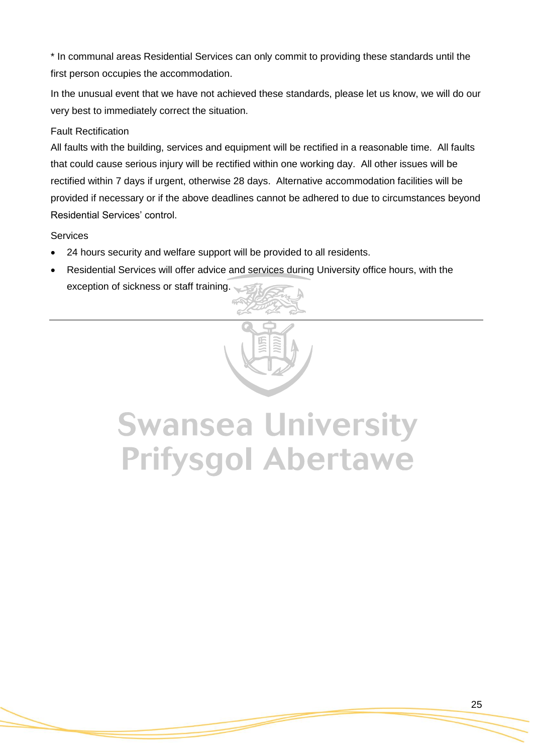* In communal areas Residential Services can only commit to providing these standards until the first person occupies the accommodation.

In the unusual event that we have not achieved these standards, please let us know, we will do our very best to immediately correct the situation.

Fault Rectification

All faults with the building, services and equipment will be rectified in a reasonable time. All faults that could cause serious injury will be rectified within one working day. All other issues will be rectified within 7 days if urgent, otherwise 28 days. Alternative accommodation facilities will be provided if necessary or if the above deadlines cannot be adhered to due to circumstances beyond Residential Services' control.

Services

- 24 hours security and welfare support will be provided to all residents.
- Residential Services will offer advice and services during University office hours, with the exception of sickness or staff training.

---

Swansea University
Prifysgol Abertawe